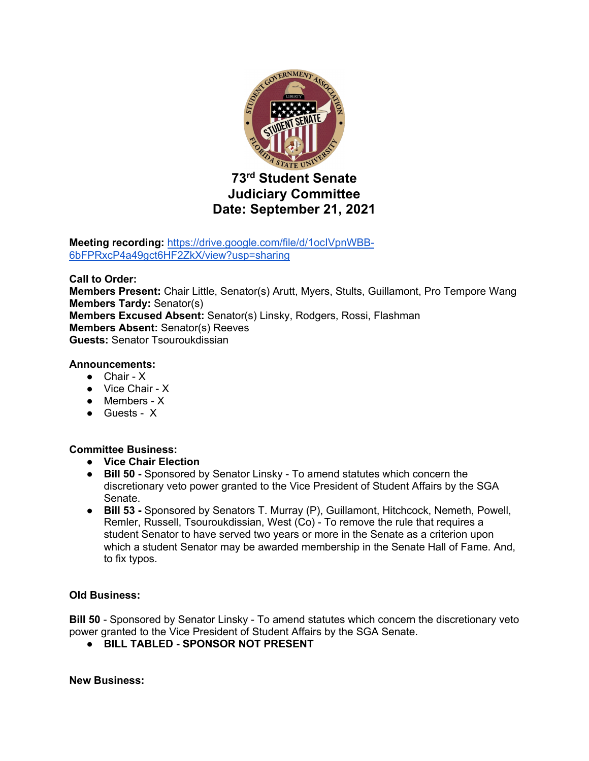# 73rd Student Senate
## Judiciary Committee
## Date: September 21, 2021

**Meeting recording:** [https://drive.google.com/file/d/1ocIVpnWBB-6bFPRxcP4a49gct6HF2ZkX/view?usp=sharing](https://drive.google.com/file/d/1ocIVpnWBB-6bFPRxcP4a49gct6HF2ZkX/view?usp=sharing)

**Call to Order:**
**Members Present:** Chair Little, Senator(s) Arutt, Myers, Stults, Guillamont, Pro Tempore Wang
**Members Tardy:** Senator(s)
**Members Excused Absent:** Senator(s) Linsky, Rodgers, Rossi, Flashman
**Members Absent:** Senator(s) Reeves
**Guests:** Senator Tsouroukdissian

**Announcements:**

- Chair - X
- Vice Chair - X
- Members - X
- Guests - X

**Committee Business:**

- **Vice Chair Election**
- **Bill 50 -** Sponsored by Senator Linsky - To amend statutes which concern the discretionary veto power granted to the Vice President of Student Affairs by the SGA Senate.
- **Bill 53 -** Sponsored by Senators T. Murray (P), Guillamont, Hitchcock, Nemeth, Powell, Remler, Russell, Tsouroukdissian, West (Co) - To remove the rule that requires a student Senator to have served two years or more in the Senate as a criterion upon which a student Senator may be awarded membership in the Senate Hall of Fame. And, to fix typos.

**Old Business:**

**Bill 50** - Sponsored by Senator Linsky - To amend statutes which concern the discretionary veto power granted to the Vice President of Student Affairs by the SGA Senate.

- **BILL TABLED - SPONSOR NOT PRESENT**

**New Business:**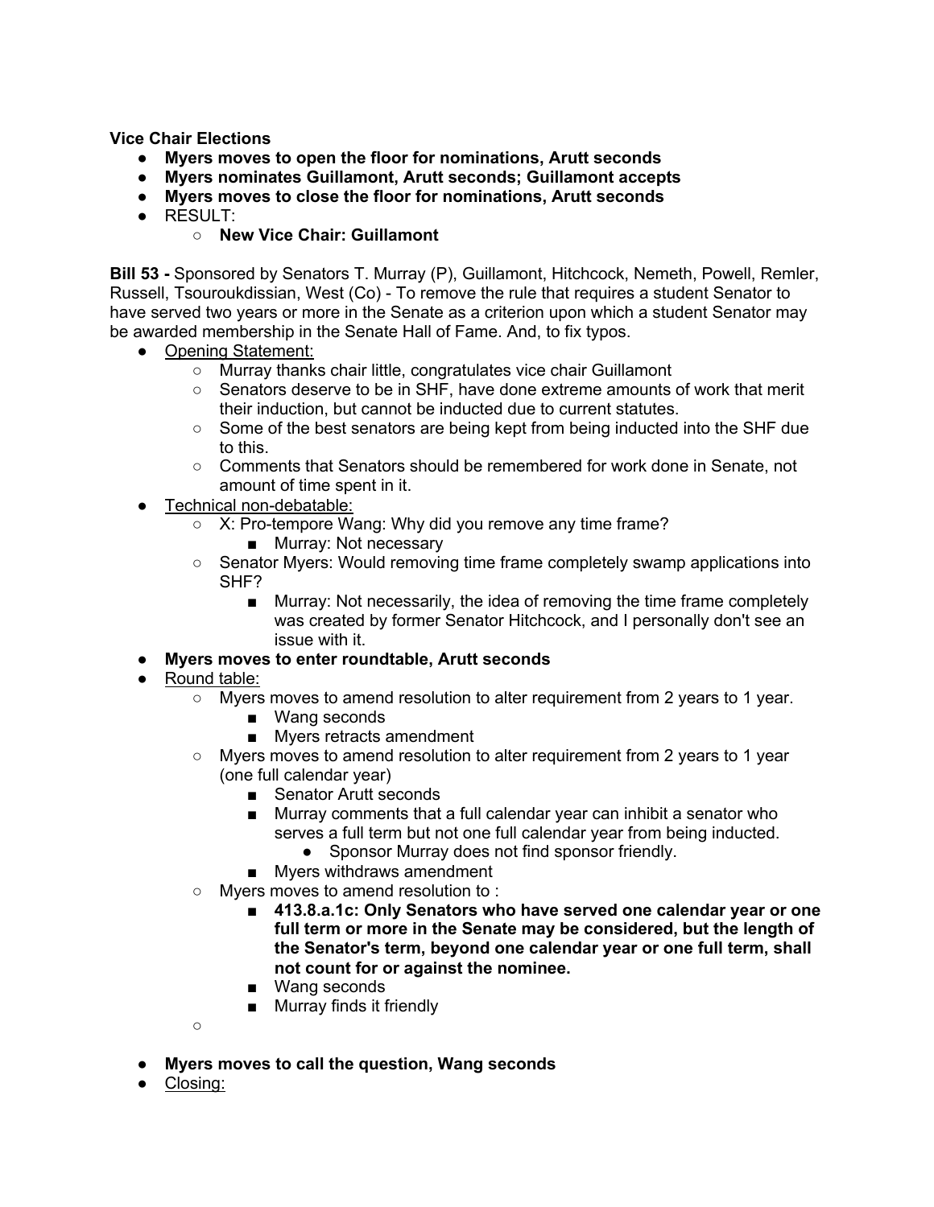**Vice Chair Elections**

- **Myers moves to open the floor for nominations, Arutt seconds**
- **Myers nominates Guillamont, Arutt seconds; Guillamont accepts**
- **Myers moves to close the floor for nominations, Arutt seconds**
- RESULT:
    - **New Vice Chair: Guillamont**

**Bill 53 -** Sponsored by Senators T. Murray (P), Guillamont, Hitchcock, Nemeth, Powell, Remler, Russell, Tsouroukdissian, West (Co) - To remove the rule that requires a student Senator to have served two years or more in the Senate as a criterion upon which a student Senator may be awarded membership in the Senate Hall of Fame. And, to fix typos.

- Opening Statement:
    - Murray thanks chair little, congratulates vice chair Guillamont
    - Senators deserve to be in SHF, have done extreme amounts of work that merit their induction, but cannot be inducted due to current statutes.
    - Some of the best senators are being kept from being inducted into the SHF due to this.
    - Comments that Senators should be remembered for work done in Senate, not amount of time spent in it.
- Technical non-debatable:
    - X: Pro-tempore Wang: Why did you remove any time frame?
        - Murray: Not necessary
    - Senator Myers: Would removing time frame completely swamp applications into SHF?
        - Murray: Not necessarily, the idea of removing the time frame completely was created by former Senator Hitchcock, and I personally don't see an issue with it.
- **Myers moves to enter roundtable, Arutt seconds**
- Round table:
    - Myers moves to amend resolution to alter requirement from 2 years to 1 year.
        - Wang seconds
        - Myers retracts amendment
    - Myers moves to amend resolution to alter requirement from 2 years to 1 year (one full calendar year)
        - Senator Arutt seconds
        - Murray comments that a full calendar year can inhibit a senator who serves a full term but not one full calendar year from being inducted.
            - Sponsor Murray does not find sponsor friendly.
        - Myers withdraws amendment
    - Myers moves to amend resolution to :
        - **413.8.a.1c: Only Senators who have served one calendar year or one full term or more in the Senate may be considered, but the length of the Senator's term, beyond one calendar year or one full term, shall not count for or against the nominee.**
        - Wang seconds
        - Murray finds it friendly
    - 
- **Myers moves to call the question, Wang seconds**
- Closing: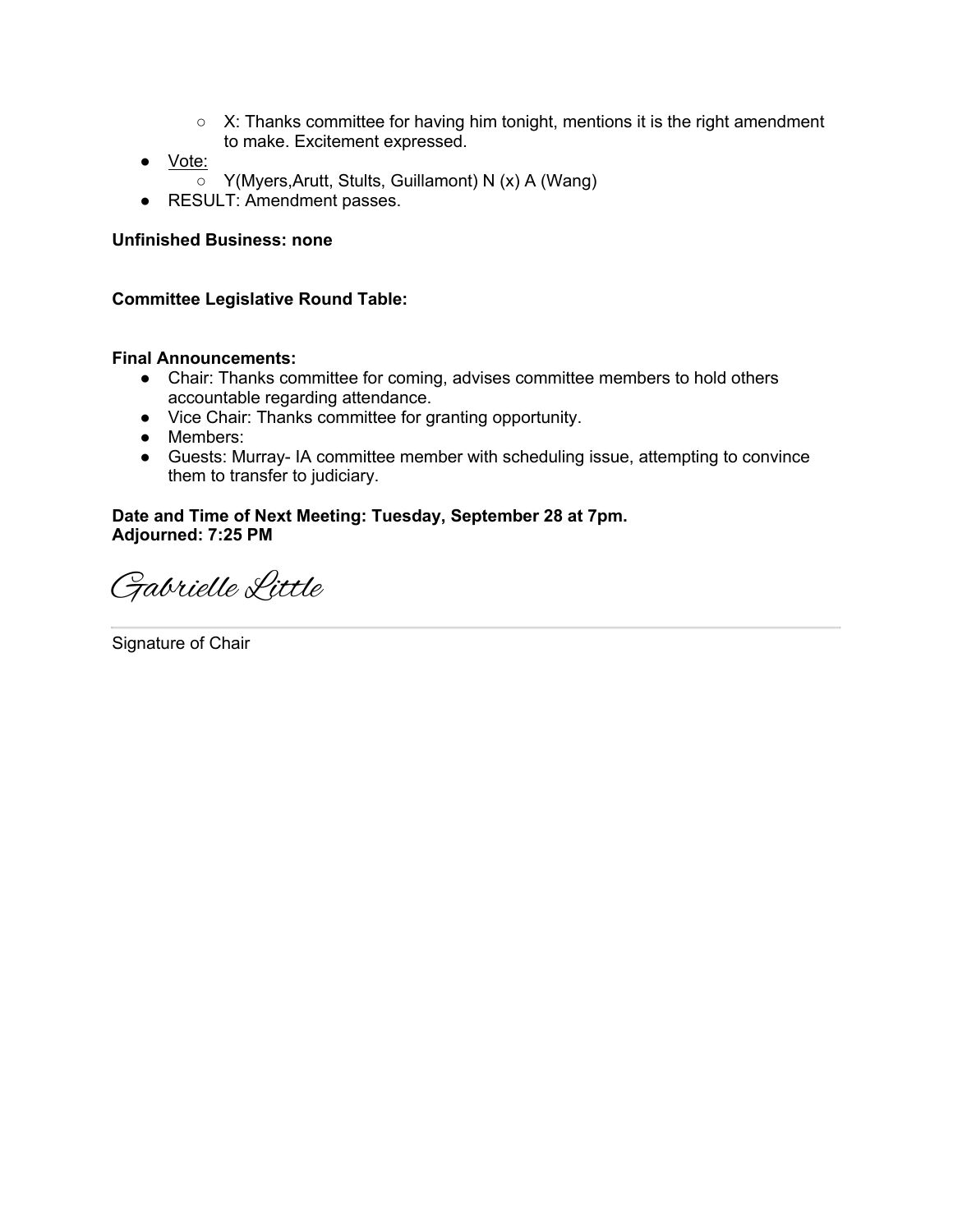- X: Thanks committee for having him tonight, mentions it is the right amendment to make. Excitement expressed.
- <u>Vote:</u>
    - Y(Myers,Arutt, Stults, Guillamont) N (x) A (Wang)
- RESULT: Amendment passes.

**Unfinished Business: none**

**Committee Legislative Round Table:**

**Final Announcements:**

- Chair: Thanks committee for coming, advises committee members to hold others accountable regarding attendance.
- Vice Chair: Thanks committee for granting opportunity.
- Members:
- Guests: Murray- IA committee member with scheduling issue, attempting to convince them to transfer to judiciary.

**Date and Time of Next Meeting: Tuesday, September 28 at 7pm.**
**Adjourned: 7:25 PM**

*Gabrielle Little*

---

Signature of Chair